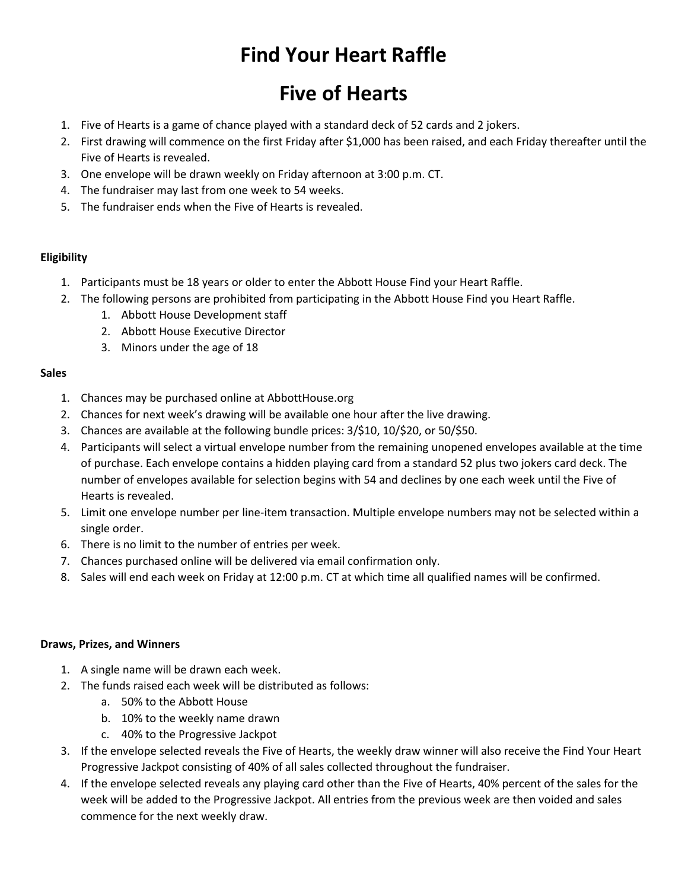# Find Your Heart Raffle

# Five of Hearts

1. Five of Hearts is a game of chance played with a standard deck of 52 cards and 2 jokers.
2. First drawing will commence on the first Friday after $1,000 has been raised, and each Friday thereafter until the Five of Hearts is revealed.
3. One envelope will be drawn weekly on Friday afternoon at 3:00 p.m. CT.
4. The fundraiser may last from one week to 54 weeks.
5. The fundraiser ends when the Five of Hearts is revealed.

**Eligibility**

1. Participants must be 18 years or older to enter the Abbott House Find your Heart Raffle.
2. The following persons are prohibited from participating in the Abbott House Find you Heart Raffle.
    1. Abbott House Development staff
    2. Abbott House Executive Director
    3. Minors under the age of 18

**Sales**

1. Chances may be purchased online at AbbottHouse.org
2. Chances for next week's drawing will be available one hour after the live drawing.
3. Chances are available at the following bundle prices: 3/$10, 10/$20, or 50/$50.
4. Participants will select a virtual envelope number from the remaining unopened envelopes available at the time of purchase. Each envelope contains a hidden playing card from a standard 52 plus two jokers card deck. The number of envelopes available for selection begins with 54 and declines by one each week until the Five of Hearts is revealed.
5. Limit one envelope number per line-item transaction. Multiple envelope numbers may not be selected within a single order.
6. There is no limit to the number of entries per week.
7. Chances purchased online will be delivered via email confirmation only.
8. Sales will end each week on Friday at 12:00 p.m. CT at which time all qualified names will be confirmed.

**Draws, Prizes, and Winners**

1. A single name will be drawn each week.
2. The funds raised each week will be distributed as follows:
    a. 50% to the Abbott House
    b. 10% to the weekly name drawn
    c. 40% to the Progressive Jackpot
3. If the envelope selected reveals the Five of Hearts, the weekly draw winner will also receive the Find Your Heart Progressive Jackpot consisting of 40% of all sales collected throughout the fundraiser.
4. If the envelope selected reveals any playing card other than the Five of Hearts, 40% percent of the sales for the week will be added to the Progressive Jackpot. All entries from the previous week are then voided and sales commence for the next weekly draw.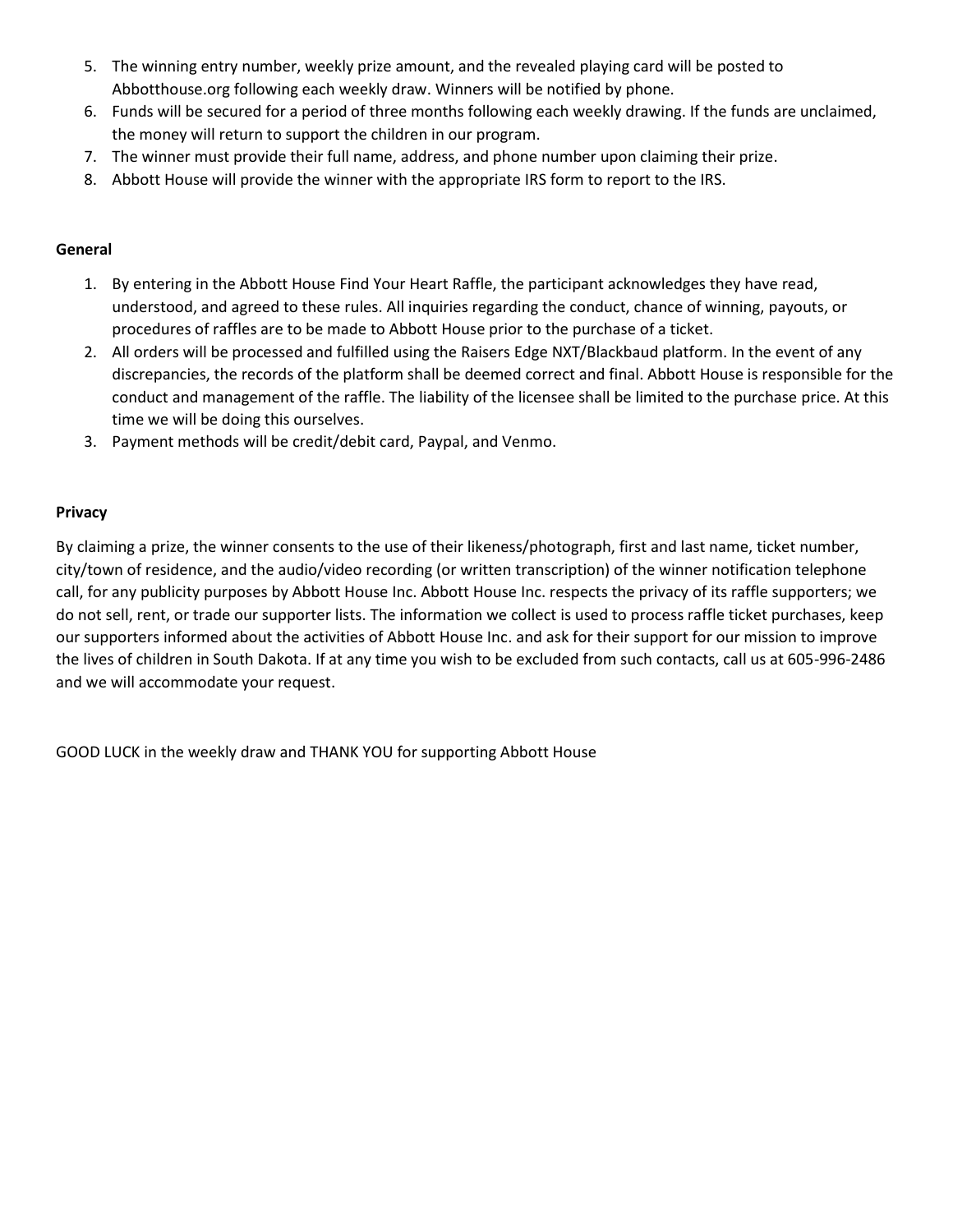5. The winning entry number, weekly prize amount, and the revealed playing card will be posted to Abbotthouse.org following each weekly draw. Winners will be notified by phone.
6. Funds will be secured for a period of three months following each weekly drawing. If the funds are unclaimed, the money will return to support the children in our program.
7. The winner must provide their full name, address, and phone number upon claiming their prize.
8. Abbott House will provide the winner with the appropriate IRS form to report to the IRS.

**General**

1. By entering in the Abbott House Find Your Heart Raffle, the participant acknowledges they have read, understood, and agreed to these rules. All inquiries regarding the conduct, chance of winning, payouts, or procedures of raffles are to be made to Abbott House prior to the purchase of a ticket.
2. All orders will be processed and fulfilled using the Raisers Edge NXT/Blackbaud platform. In the event of any discrepancies, the records of the platform shall be deemed correct and final. Abbott House is responsible for the conduct and management of the raffle. The liability of the licensee shall be limited to the purchase price. At this time we will be doing this ourselves.
3. Payment methods will be credit/debit card, Paypal, and Venmo.

**Privacy**

By claiming a prize, the winner consents to the use of their likeness/photograph, first and last name, ticket number, city/town of residence, and the audio/video recording (or written transcription) of the winner notification telephone call, for any publicity purposes by Abbott House Inc. Abbott House Inc. respects the privacy of its raffle supporters; we do not sell, rent, or trade our supporter lists. The information we collect is used to process raffle ticket purchases, keep our supporters informed about the activities of Abbott House Inc. and ask for their support for our mission to improve the lives of children in South Dakota. If at any time you wish to be excluded from such contacts, call us at 605-996-2486 and we will accommodate your request.

GOOD LUCK in the weekly draw and THANK YOU for supporting Abbott House